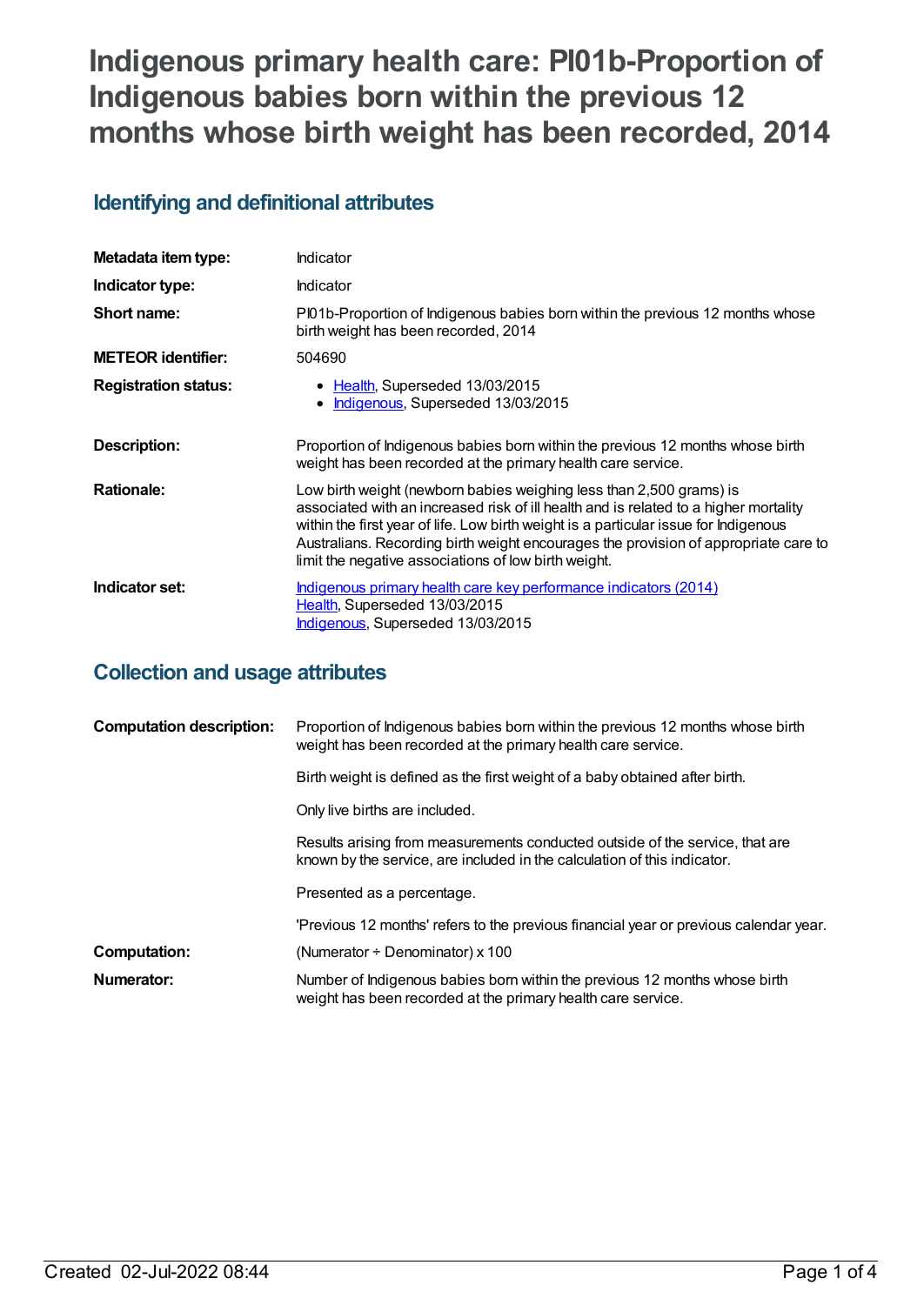# Indigenous primary health care: PI01b-Proportion of Indigenous babies born within the previous 12 months whose birth weight has been recorded, 2014

## Identifying and definitional attributes

| | |
|---|---|
| **Metadata item type:** | Indicator |
| **Indicator type:** | Indicator |
| **Short name:** | PI01b-Proportion of Indigenous babies born within the previous 12 months whose birth weight has been recorded, 2014 |
| **METEOR identifier:** | 504690 |
| **Registration status:** | • Health, Superseded 13/03/2015<br>• Indigenous, Superseded 13/03/2015 |
| **Description:** | Proportion of Indigenous babies born within the previous 12 months whose birth weight has been recorded at the primary health care service. |
| **Rationale:** | Low birth weight (newborn babies weighing less than 2,500 grams) is associated with an increased risk of ill health and is related to a higher mortality within the first year of life. Low birth weight is a particular issue for Indigenous Australians. Recording birth weight encourages the provision of appropriate care to limit the negative associations of low birth weight. |
| **Indicator set:** | Indigenous primary health care key performance indicators (2014)<br>Health, Superseded 13/03/2015<br>Indigenous, Superseded 13/03/2015 |

## Collection and usage attributes

| | |
|---|---|
| **Computation description:** | Proportion of Indigenous babies born within the previous 12 months whose birth weight has been recorded at the primary health care service.<br><br>Birth weight is defined as the first weight of a baby obtained after birth.<br><br>Only live births are included.<br><br>Results arising from measurements conducted outside of the service, that are known by the service, are included in the calculation of this indicator.<br><br>Presented as a percentage.<br><br>'Previous 12 months' refers to the previous financial year or previous calendar year. |
| **Computation:** | (Numerator ÷ Denominator) x 100 |
| **Numerator:** | Number of Indigenous babies born within the previous 12 months whose birth weight has been recorded at the primary health care service. |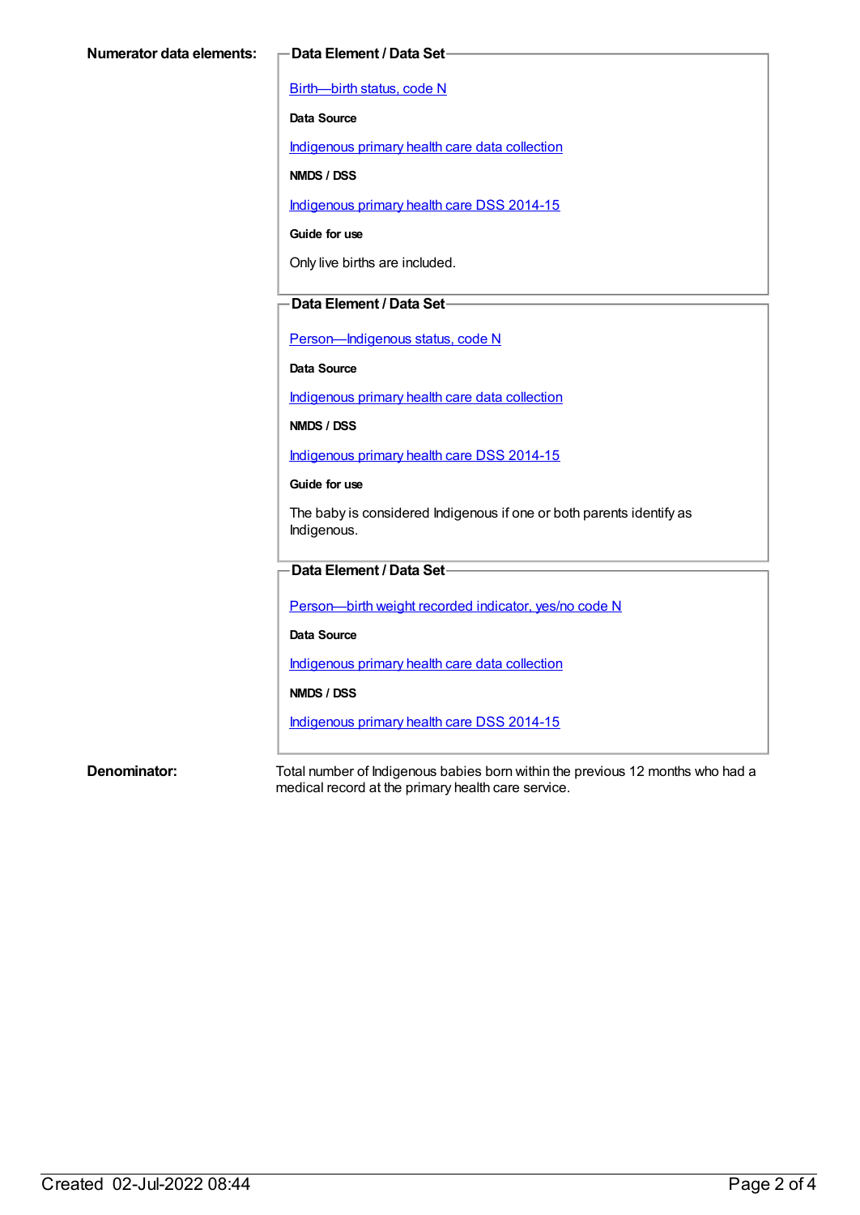**Numerator data elements:**

**Data Element / Data Set**

Birth—birth status, code N

**Data Source**

Indigenous primary health care data collection

**NMDS / DSS**

Indigenous primary health care DSS 2014-15

**Guide for use**

Only live births are included.

**Data Element / Data Set**

Person—Indigenous status, code N

**Data Source**

Indigenous primary health care data collection

**NMDS / DSS**

Indigenous primary health care DSS 2014-15

**Guide for use**

The baby is considered Indigenous if one or both parents identify as Indigenous.

**Data Element / Data Set**

Person—birth weight recorded indicator, yes/no code N

**Data Source**

Indigenous primary health care data collection

**NMDS / DSS**

Indigenous primary health care DSS 2014-15

**Denominator:**

Total number of Indigenous babies born within the previous 12 months who had a medical record at the primary health care service.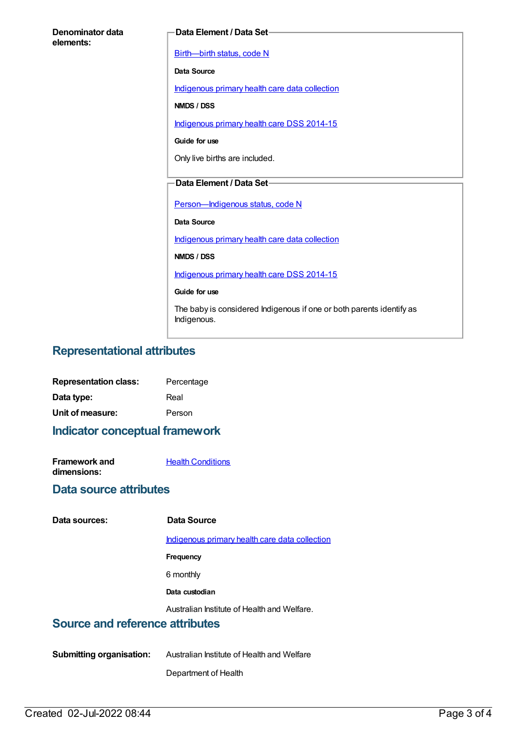**Denominator data elements:**

**Data Element / Data Set**

Birth—birth status, code N

**Data Source**

Indigenous primary health care data collection

**NMDS / DSS**

Indigenous primary health care DSS 2014-15

**Guide for use**

Only live births are included.

**Data Element / Data Set**

Person—Indigenous status, code N

**Data Source**

Indigenous primary health care data collection

**NMDS / DSS**

Indigenous primary health care DSS 2014-15

**Guide for use**

The baby is considered Indigenous if one or both parents identify as Indigenous.

## Representational attributes

**Representation class:** Percentage

**Data type:** Real

**Unit of measure:** Person

## Indicator conceptual framework

**Framework and dimensions:** Health Conditions

## Data source attributes

**Data sources:**

**Data Source**

Indigenous primary health care data collection

**Frequency**

6 monthly

**Data custodian**

Australian Institute of Health and Welfare.

## Source and reference attributes

**Submitting organisation:** Australian Institute of Health and Welfare

Department of Health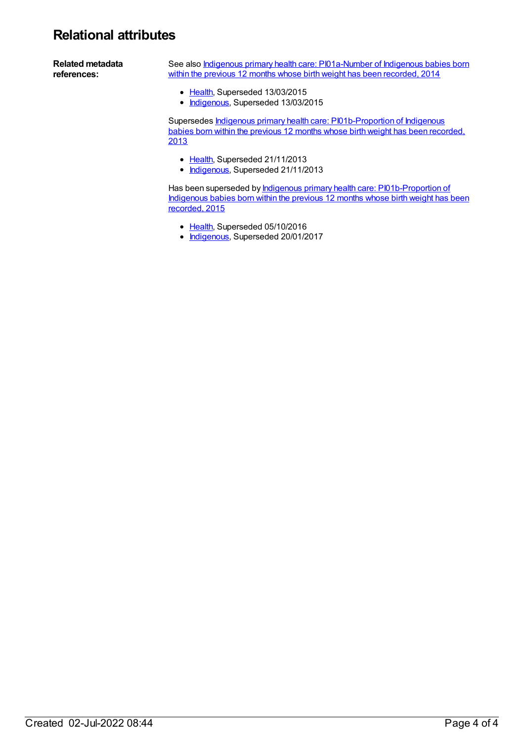## Relational attributes

**Related metadata references:**

See also Indigenous primary health care: PI01a-Number of Indigenous babies born within the previous 12 months whose birth weight has been recorded, 2014

- Health, Superseded 13/03/2015
- Indigenous, Superseded 13/03/2015

Supersedes Indigenous primary health care: PI01b-Proportion of Indigenous babies born within the previous 12 months whose birth weight has been recorded, 2013

- Health, Superseded 21/11/2013
- Indigenous, Superseded 21/11/2013

Has been superseded by Indigenous primary health care: PI01b-Proportion of Indigenous babies born within the previous 12 months whose birth weight has been recorded, 2015

- Health, Superseded 05/10/2016
- Indigenous, Superseded 20/01/2017